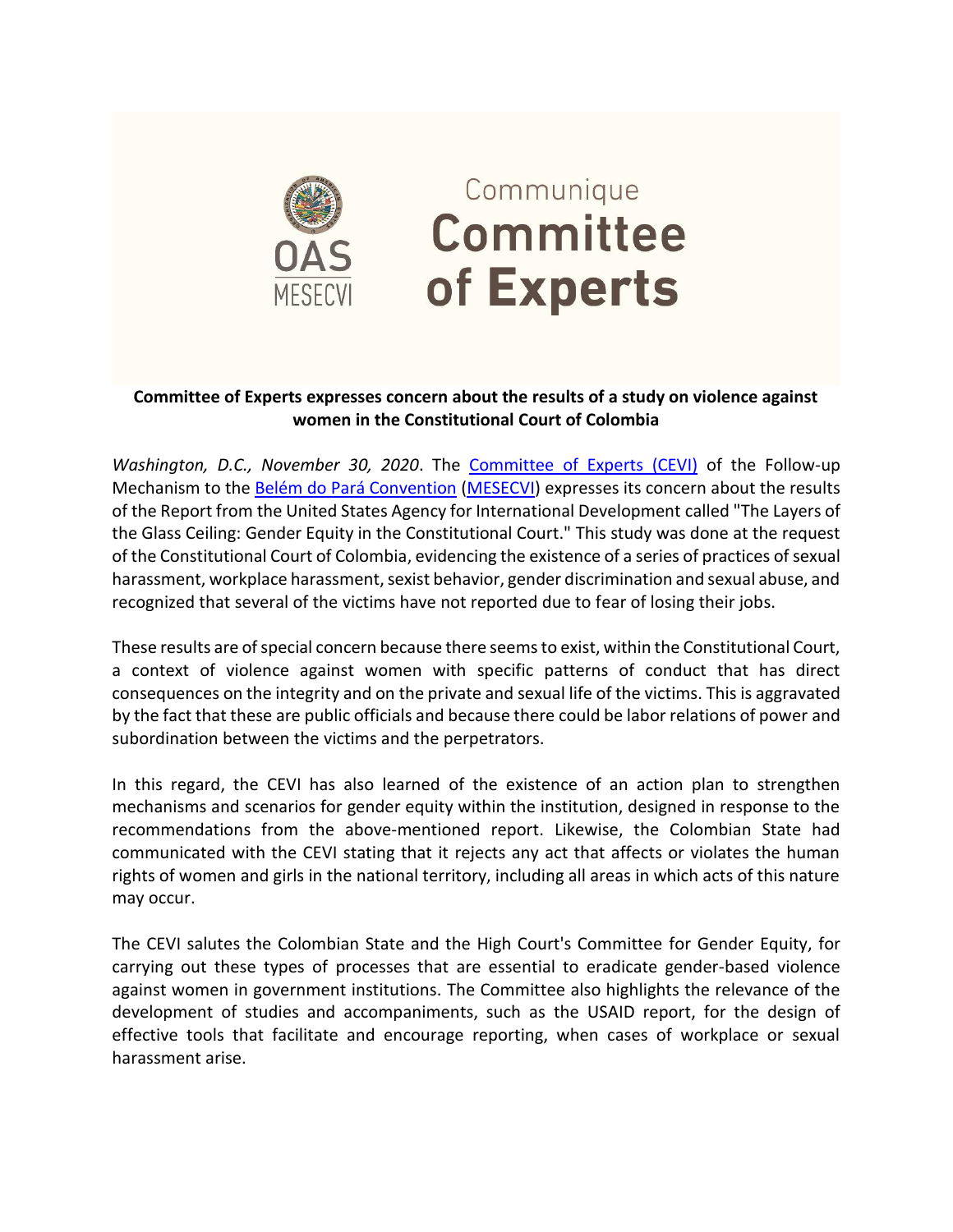OAS
MESECVI

Communique
# Committee of Experts

**Committee of Experts expresses concern about the results of a study on violence against women in the Constitutional Court of Colombia**

*Washington, D.C., November 30, 2020*. The [Committee of Experts (CEVI)](#) of the Follow-up Mechanism to the [Belém do Pará Convention](#) ([MESECVI](#)) expresses its concern about the results of the Report from the United States Agency for International Development called "The Layers of the Glass Ceiling: Gender Equity in the Constitutional Court." This study was done at the request of the Constitutional Court of Colombia, evidencing the existence of a series of practices of sexual harassment, workplace harassment, sexist behavior, gender discrimination and sexual abuse, and recognized that several of the victims have not reported due to fear of losing their jobs.

These results are of special concern because there seems to exist, within the Constitutional Court, a context of violence against women with specific patterns of conduct that has direct consequences on the integrity and on the private and sexual life of the victims. This is aggravated by the fact that these are public officials and because there could be labor relations of power and subordination between the victims and the perpetrators.

In this regard, the CEVI has also learned of the existence of an action plan to strengthen mechanisms and scenarios for gender equity within the institution, designed in response to the recommendations from the above-mentioned report. Likewise, the Colombian State had communicated with the CEVI stating that it rejects any act that affects or violates the human rights of women and girls in the national territory, including all areas in which acts of this nature may occur.

The CEVI salutes the Colombian State and the High Court's Committee for Gender Equity, for carrying out these types of processes that are essential to eradicate gender-based violence against women in government institutions. The Committee also highlights the relevance of the development of studies and accompaniments, such as the USAID report, for the design of effective tools that facilitate and encourage reporting, when cases of workplace or sexual harassment arise.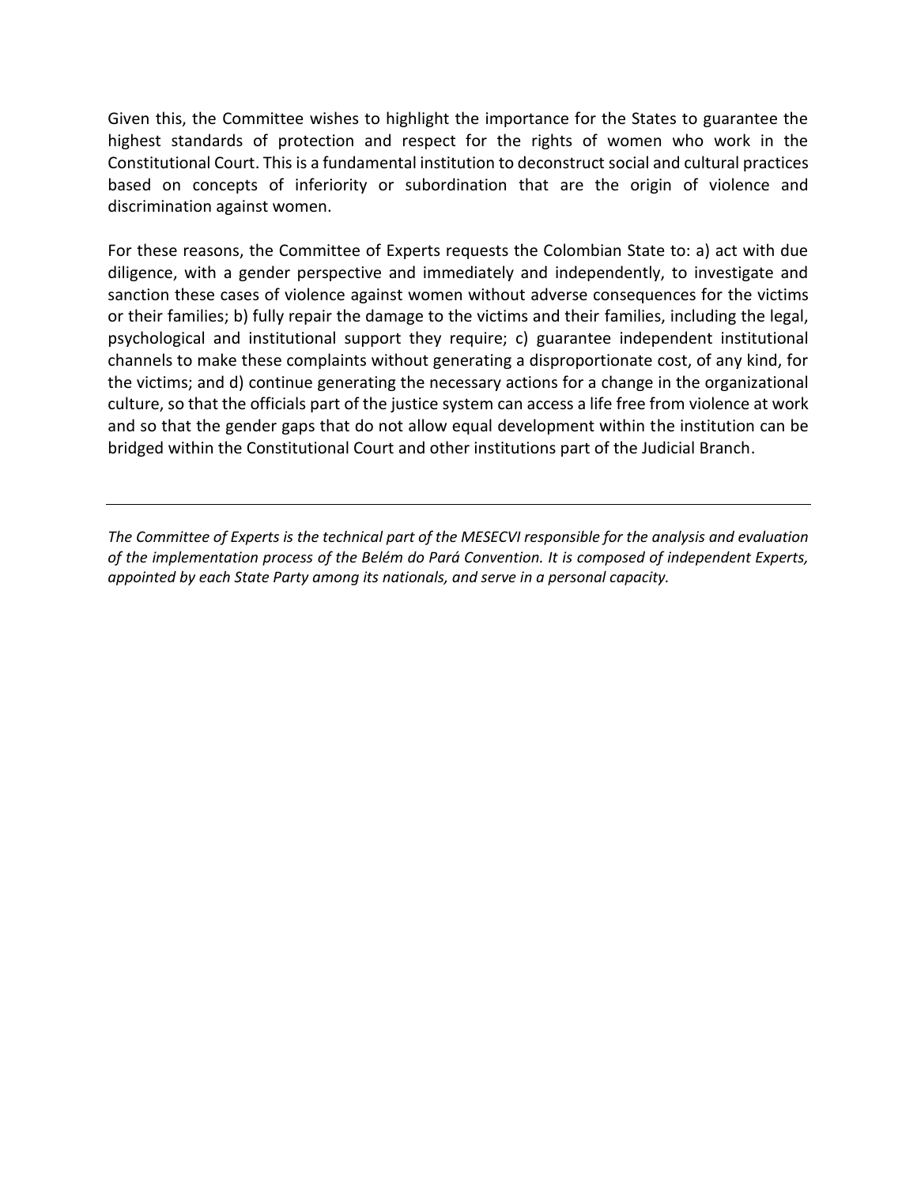Given this, the Committee wishes to highlight the importance for the States to guarantee the highest standards of protection and respect for the rights of women who work in the Constitutional Court. This is a fundamental institution to deconstruct social and cultural practices based on concepts of inferiority or subordination that are the origin of violence and discrimination against women.

For these reasons, the Committee of Experts requests the Colombian State to: a) act with due diligence, with a gender perspective and immediately and independently, to investigate and sanction these cases of violence against women without adverse consequences for the victims or their families; b) fully repair the damage to the victims and their families, including the legal, psychological and institutional support they require; c) guarantee independent institutional channels to make these complaints without generating a disproportionate cost, of any kind, for the victims; and d) continue generating the necessary actions for a change in the organizational culture, so that the officials part of the justice system can access a life free from violence at work and so that the gender gaps that do not allow equal development within the institution can be bridged within the Constitutional Court and other institutions part of the Judicial Branch.

---

*The Committee of Experts is the technical part of the MESECVI responsible for the analysis and evaluation of the implementation process of the Belém do Pará Convention. It is composed of independent Experts, appointed by each State Party among its nationals, and serve in a personal capacity.*